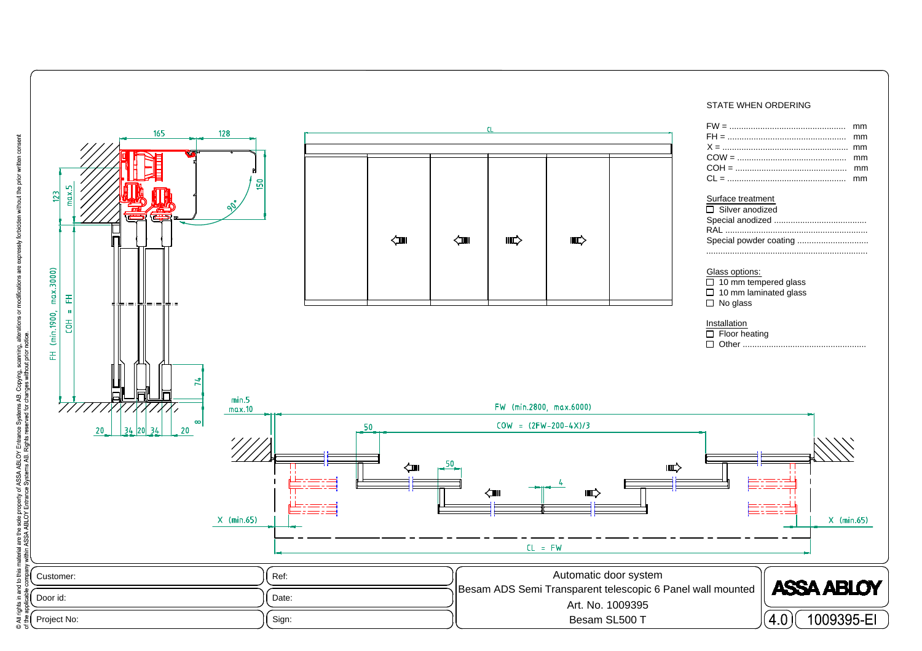STATE WHEN ORDERING

FW = ................................................ mm
FH = ................................................ mm
X = .................................................. mm
COW = ............................................. mm
COH = .............................................. mm
CL = ................................................. mm

Surface treatment

- ☐ Silver anodized
- Special anodized ......................................
- RAL ...........................................................
- Special powder coating .............................
- ..................................................................

Glass options:

- ☐ 10 mm tempered glass
- ☐ 10 mm laminated glass
- ☐ No glass

Installation

- ☐ Floor heating
- ☐ Other ..................................................

165 128 150 90° 123 max.5 FH (min.1900, max.3000) COH = FH 74 8 20 34 20 34 20

CL

min.5 max.10 FW (min.2800, max.6000) 50 COW = (2FW-200-4X)/3 50 4 X (min.65) X (min.65) CL = FW

| | | | |
|---|---|---|---|
| Customer: | Ref: | Automatic door system<br>Besam ADS Semi Transparent telescopic 6 Panel wall mounted<br>Art. No. 1009395<br>Besam SL500 T | ASSA ABLOY |
| Door id: | Date: | | |
| Project No: | Sign: | | 4.0 1009395-EI |

© All rights in and to this material are the sole property of ASSA ABLOY Entrance Systems AB. Copying, scanning, alterations or modifications are expressly forbidden without the prior written consent of the applicable company within ASSA ABLOY Entrance Systems AB. Rights reserved for changes without prior notice.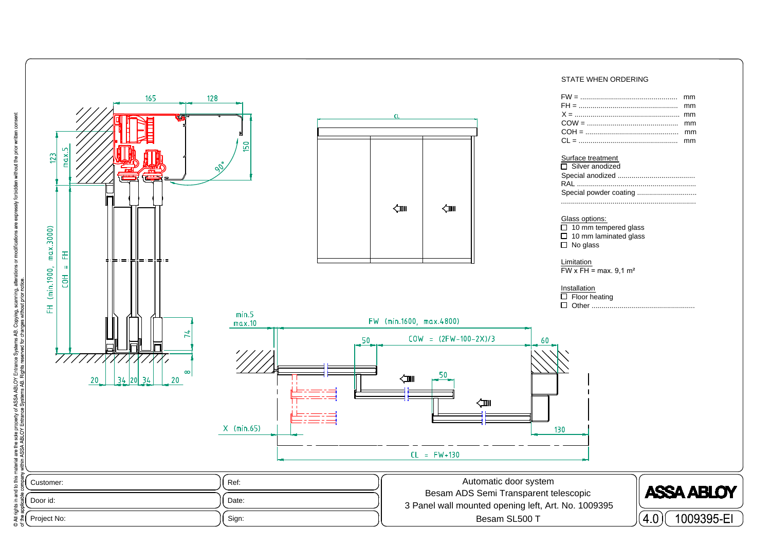STATE WHEN ORDERING

FW = ................................................ mm
FH = ................................................ mm
X = .................................................. mm
COW = ............................................ mm
COH = ............................................. mm
CL = ................................................. mm

Surface treatment

- ☐ Silver anodized
- Special anodized .......................................
- RAL .............................................................
- Special powder coating ..............................
- ....................................................................

Glass options:

- ☐ 10 mm tempered glass
- ☐ 10 mm laminated glass
- ☐ No glass

Limitation

FW x FH = max. 9,1 m²

Installation

- ☐ Floor heating
- ☐ Other ....................................................

165 128 150 90° 123 max.5 FH (min.1900, max.3000) COH = FH 74 8 20 34 20 34 20

CL

min.5 max.10 FW (min.1600, max.4800) 50 COW = (2FW-100-2X)/3 60 50 X (min.65) 130 CL = FW+130

| Customer: | Ref: | Automatic door system<br>Besam ADS Semi Transparent telescopic<br>3 Panel wall mounted opening left, Art. No. 1009395<br>Besam SL500 T | ASSA ABLOY |
|---|---|---|---|
| Door id: | Date: | | 4.0 1009395-EI |
| Project No: | Sign: | | |

© All rights in and to this material are the sole property of ASSA ABLOY Entrance Systems AB. Copying, scanning, alterations or modifications are expressly forbidden without the prior written consent of the applicable company within ASSA ABLOY Entrance Systems AB. Rights reserved for changes without prior notice.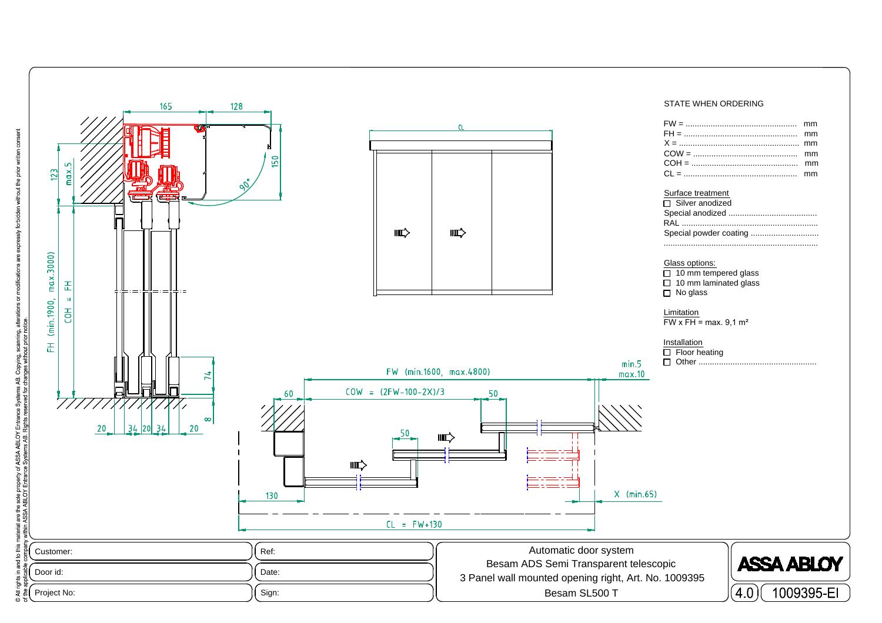STATE WHEN ORDERING

FW = ................................................ mm
FH = ................................................ mm
X = ................................................ mm
COW = ................................................ mm
COH = ................................................ mm
CL = ................................................ mm

Surface treatment

- ☐ Silver anodized
- Special anodized .......................................
- RAL .......................................
- Special powder coating .......................................
- .......................................

Glass options:

- ☐ 10 mm tempered glass
- ☐ 10 mm laminated glass
- ☐ No glass

Limitation

FW x FH = max. 9,1 m²

Installation

- ☐ Floor heating
- ☐ Other .......................................

165 | 128 | 150 | 90° | 123 | max.5 | CL | FH (min.1900, max.3000) | COH = FH | 74 | 8 | 20 | 34 | 20 | 34 | 20

FW (min.1600, max.4800) | min.5 max.10 | 60 | COW = (2FW-100-2X)/3 | 50 | 50 | 130 | X (min.65) | CL = FW+130

| Customer: | Ref: | Automatic door system<br>Besam ADS Semi Transparent telescopic<br>3 Panel wall mounted opening right, Art. No. 1009395<br>Besam SL500 T | ASSA ABLOY |
|---|---|---|---|
| Door id: | Date: | | |
| Project No: | Sign: | | 4.0 1009395-EI |

© All rights in and to this material are the sole property of ASSA ABLOY Entrance Systems AB. Copying, scanning, alterations or modifications are expressly forbidden without the prior written consent of the applicable company within ASSA ABLOY Entrance Systems AB. Rights reserved for changes without prior notice.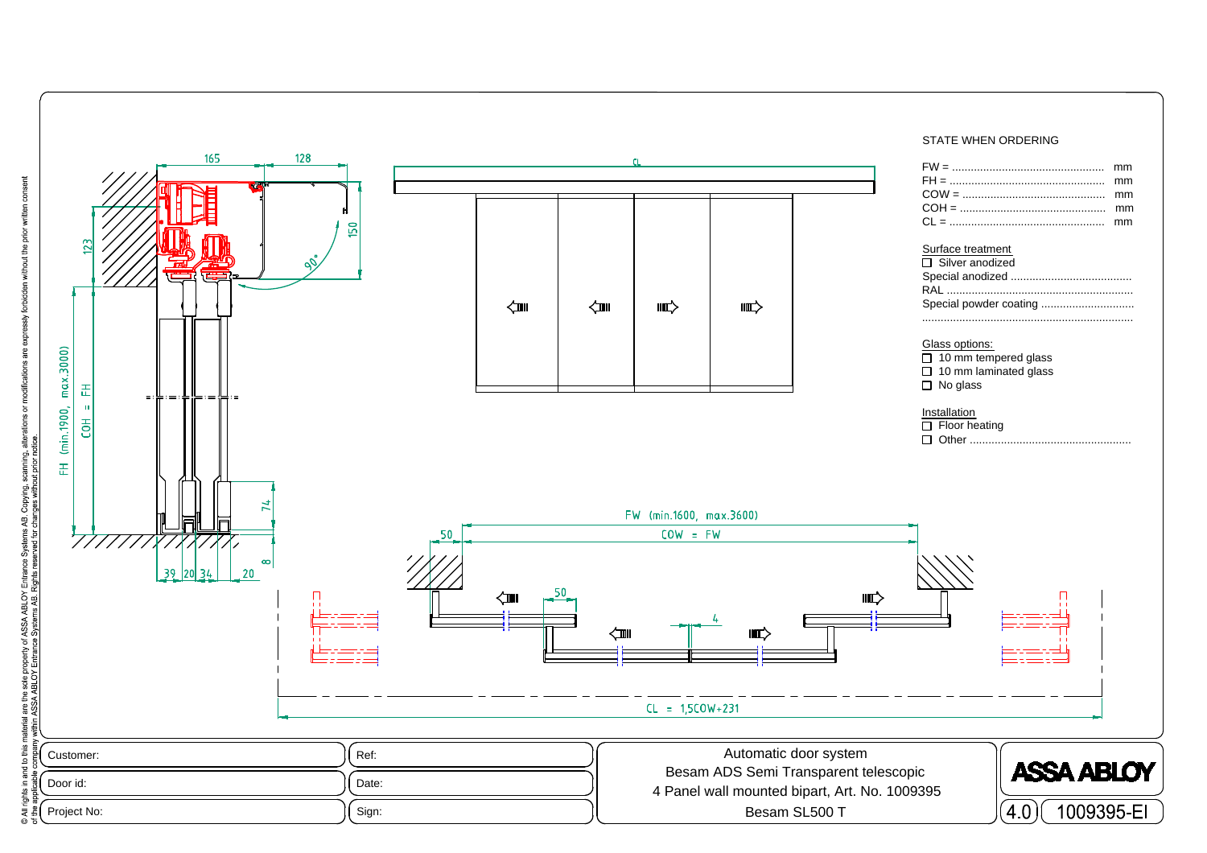## STATE WHEN ORDERING

FW = ................................................ mm
FH = ................................................ mm
COW = .............................................. mm
COH = .............................................. mm
CL = ................................................ mm

**Surface treatment**

- ☐ Silver anodized
- Special anodized .......................................
- RAL ..........................................................
- Special powder coating ..............................
- ....................................................................

**Glass options:**

- ☐ 10 mm tempered glass
- ☐ 10 mm laminated glass
- ☐ No glass

**Installation**

- ☐ Floor heating
- ☐ Other ....................................................

165 | 128 | 123 | 150 | 90° | CL | FH (min.1900, max.3000) | COH = FH | 74 | 8 | 39 | 20 | 34 | 20

FW (min.1600, max.3600)

COW = FW

50 | 50 | 4

CL = 1,5COW+231

| Customer: | Ref: | Automatic door system<br>Besam ADS Semi Transparent telescopic<br>4 Panel wall mounted bipart, Art. No. 1009395<br>Besam SL500 T | ASSA ABLOY |
|---|---|---|---|
| Door id: | Date: | | |
| Project No: | Sign: | | 4.0 1009395-EI |

© All rights in and to this material are the sole property of ASSA ABLOY Entrance Systems AB. Copying, scanning, alterations or modifications are expressly forbidden without the prior written consent of the applicable company within ASSA ABLOY Entrance Systems AB. Rights reserved for changes without prior notice.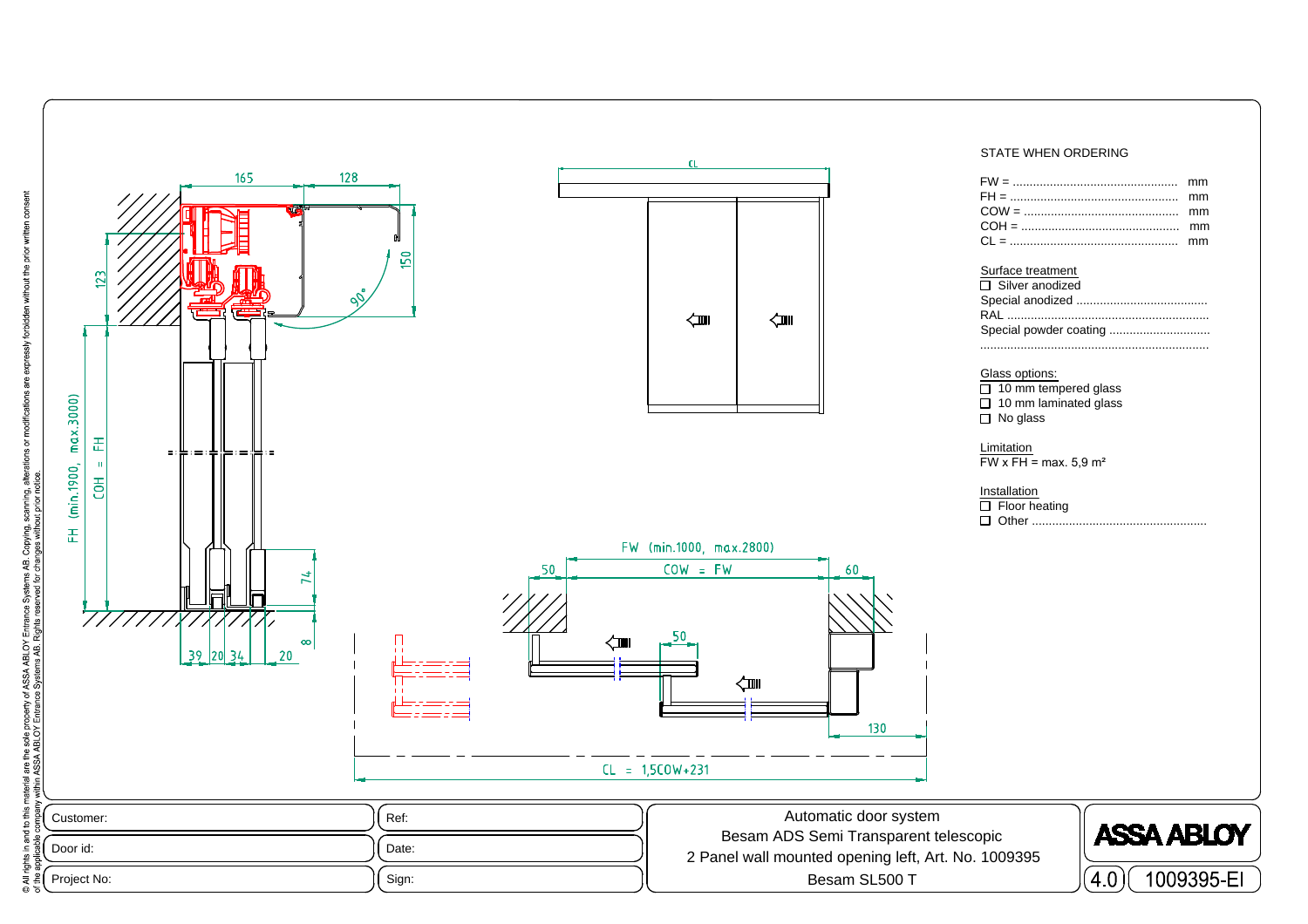STATE WHEN ORDERING

FW = ................................................ mm
FH = ................................................ mm
COW = ............................................. mm
COH = .............................................. mm
CL = ................................................ mm

Surface treatment
- ☐ Silver anodized

Special anodized .......................................
RAL ...........................................................
Special powder coating .............................
...................................................................

Glass options:
- ☐ 10 mm tempered glass
- ☐ 10 mm laminated glass
- ☐ No glass

Limitation
FW x FH = max. 5,9 m²

Installation
- ☐ Floor heating
- ☐ Other ...................................................

165 128 123 150 90° FH (min.1900, max.3000) COH = FH 74 8 39 20 34 20

CL

FW (min.1000, max.2800)
50 COW = FW 60
50
130
CL = 1,5COW+231

| Customer: | Ref: | Automatic door system<br>Besam ADS Semi Transparent telescopic<br>2 Panel wall mounted opening left, Art. No. 1009395<br>Besam SL500 T | ASSA ABLOY |
|---|---|---|---|
| Door id: | Date: | | |
| Project No: | Sign: | | 4.0 1009395-EI |

© All rights in and to this material are the sole property of ASSA ABLOY Entrance Systems AB. Copying, scanning, alterations or modifications are expressly forbidden without the prior written consent of the applicable company within ASSA ABLOY Entrance Systems AB. Rights reserved for changes without prior notice.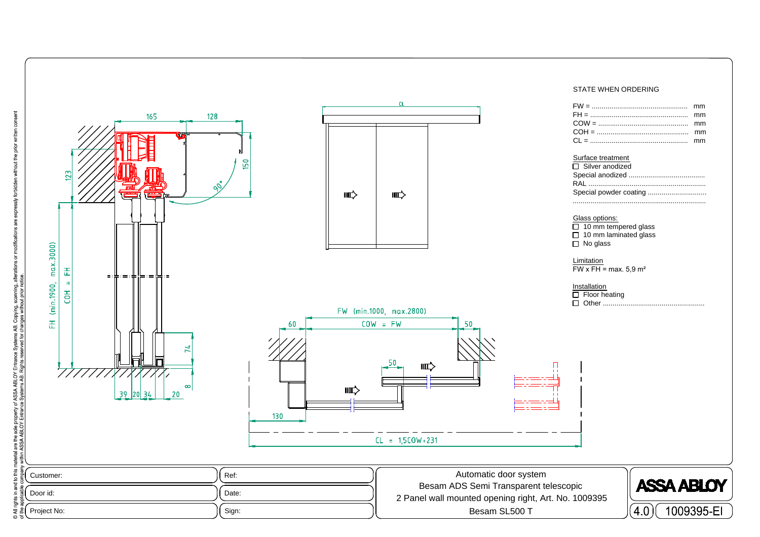© All rights in and to this material are the sole property of ASSA ABLOY Entrance Systems AB. Copying, scanning, alterations or modifications are expressly forbidden without the prior written consent of the applicable company within ASSA ABLOY Entrance Systems AB. Rights reserved for changes without prior notice.

165
128
123
150
90°
FH (min.1900, max.3000)
COH = FH
74
8
39 20 34 20

CL

FW (min.1000, max.2800)
60
COW = FW
50
50
130
CL = 1,5COW+231

STATE WHEN ORDERING

FW = .................................................. mm
FH = .................................................. mm
COW = .............................................. mm
COH = ............................................... mm
CL = .................................................. mm

Surface treatment
☐ Silver anodized
Special anodized .......................................
RAL ............................................................
Special powder coating ..............................
....................................................................

Glass options:
☐ 10 mm tempered glass
☐ 10 mm laminated glass
☐ No glass

Limitation
FW x FH = max. 5,9 m²

Installation
☐ Floor heating
☐ Other ....................................................

| | | | |
|---|---|---|---|
| Customer: | Ref: | Automatic door system<br>Besam ADS Semi Transparent telescopic<br>2 Panel wall mounted opening right, Art. No. 1009395<br>Besam SL500 T | ASSA ABLOY |
| Door id: | Date: | | |
| Project No: | Sign: | | 4.0 1009395-EI |